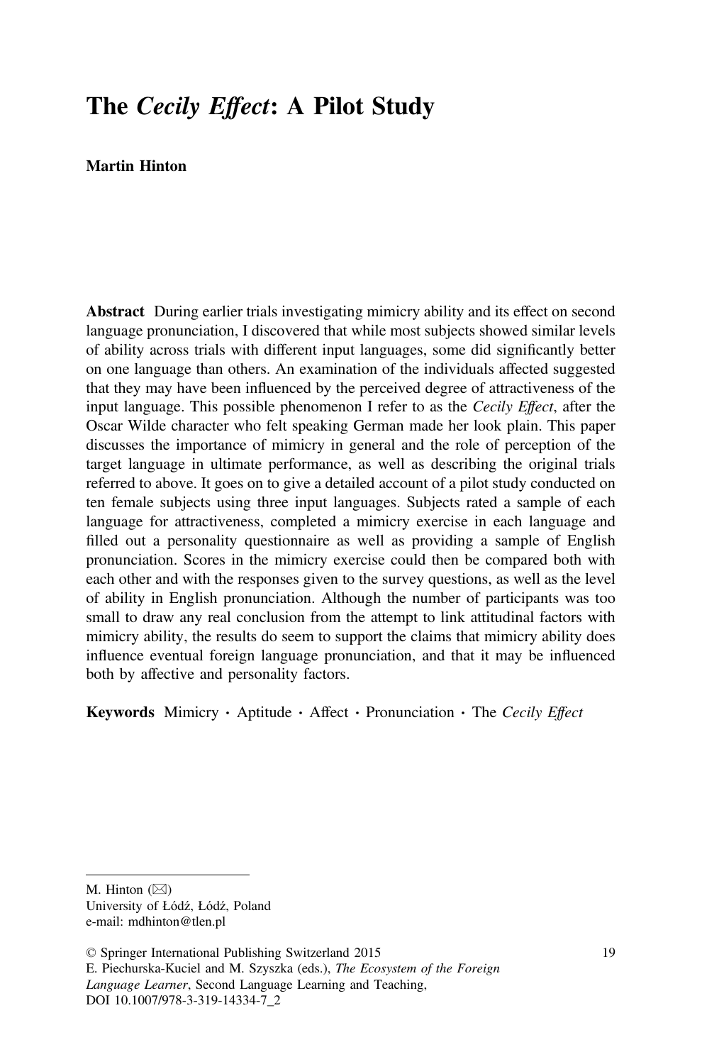# The *Cecily Effect*: A Pilot Study

**Martin Hinton**

**Abstract** During earlier trials investigating mimicry ability and its effect on second language pronunciation, I discovered that while most subjects showed similar levels of ability across trials with different input languages, some did significantly better on one language than others. An examination of the individuals affected suggested that they may have been influenced by the perceived degree of attractiveness of the input language. This possible phenomenon I refer to as the *Cecily Effect*, after the Oscar Wilde character who felt speaking German made her look plain. This paper discusses the importance of mimicry in general and the role of perception of the target language in ultimate performance, as well as describing the original trials referred to above. It goes on to give a detailed account of a pilot study conducted on ten female subjects using three input languages. Subjects rated a sample of each language for attractiveness, completed a mimicry exercise in each language and filled out a personality questionnaire as well as providing a sample of English pronunciation. Scores in the mimicry exercise could then be compared both with each other and with the responses given to the survey questions, as well as the level of ability in English pronunciation. Although the number of participants was too small to draw any real conclusion from the attempt to link attitudinal factors with mimicry ability, the results do seem to support the claims that mimicry ability does influence eventual foreign language pronunciation, and that it may be influenced both by affective and personality factors.

**Keywords** Mimicry · Aptitude · Affect · Pronunciation · The *Cecily Effect*

---

M. Hinton (✉)
University of Łódź, Łódź, Poland
e-mail: mdhinton@tlen.pl

© Springer International Publishing Switzerland 2015
E. Piechurska-Kuciel and M. Szyszka (eds.), *The Ecosystem of the Foreign Language Learner*, Second Language Learning and Teaching,
DOI 10.1007/978-3-319-14334-7_2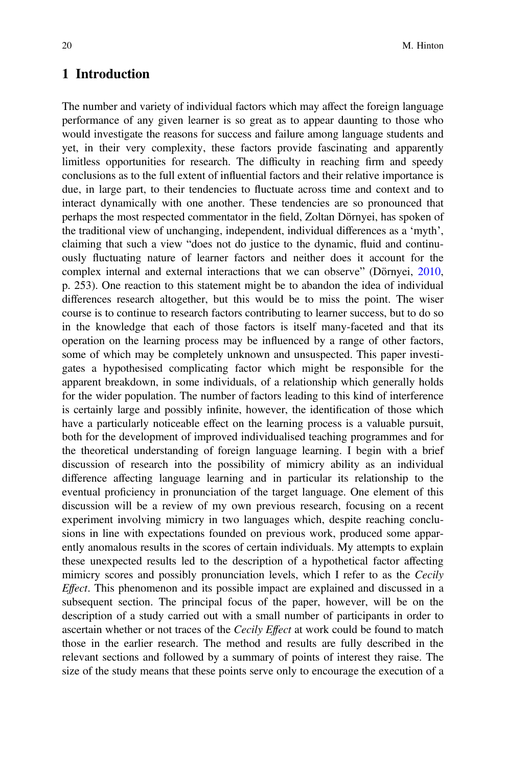## 1 Introduction

The number and variety of individual factors which may affect the foreign language performance of any given learner is so great as to appear daunting to those who would investigate the reasons for success and failure among language students and yet, in their very complexity, these factors provide fascinating and apparently limitless opportunities for research. The difficulty in reaching firm and speedy conclusions as to the full extent of influential factors and their relative importance is due, in large part, to their tendencies to fluctuate across time and context and to interact dynamically with one another. These tendencies are so pronounced that perhaps the most respected commentator in the field, Zoltan Dörnyei, has spoken of the traditional view of unchanging, independent, individual differences as a 'myth', claiming that such a view "does not do justice to the dynamic, fluid and continuously fluctuating nature of learner factors and neither does it account for the complex internal and external interactions that we can observe" (Dörnyei, 2010, p. 253). One reaction to this statement might be to abandon the idea of individual differences research altogether, but this would be to miss the point. The wiser course is to continue to research factors contributing to learner success, but to do so in the knowledge that each of those factors is itself many-faceted and that its operation on the learning process may be influenced by a range of other factors, some of which may be completely unknown and unsuspected. This paper investigates a hypothesised complicating factor which might be responsible for the apparent breakdown, in some individuals, of a relationship which generally holds for the wider population. The number of factors leading to this kind of interference is certainly large and possibly infinite, however, the identification of those which have a particularly noticeable effect on the learning process is a valuable pursuit, both for the development of improved individualised teaching programmes and for the theoretical understanding of foreign language learning. I begin with a brief discussion of research into the possibility of mimicry ability as an individual difference affecting language learning and in particular its relationship to the eventual proficiency in pronunciation of the target language. One element of this discussion will be a review of my own previous research, focusing on a recent experiment involving mimicry in two languages which, despite reaching conclusions in line with expectations founded on previous work, produced some apparently anomalous results in the scores of certain individuals. My attempts to explain these unexpected results led to the description of a hypothetical factor affecting mimicry scores and possibly pronunciation levels, which I refer to as the *Cecily Effect*. This phenomenon and its possible impact are explained and discussed in a subsequent section. The principal focus of the paper, however, will be on the description of a study carried out with a small number of participants in order to ascertain whether or not traces of the *Cecily Effect* at work could be found to match those in the earlier research. The method and results are fully described in the relevant sections and followed by a summary of points of interest they raise. The size of the study means that these points serve only to encourage the execution of a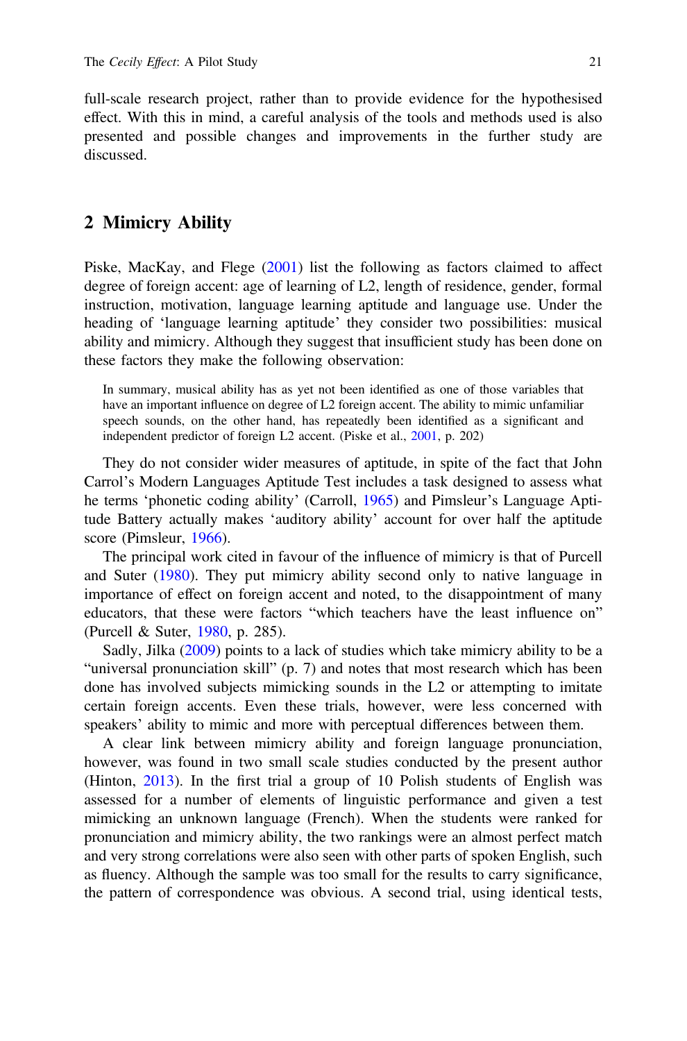full-scale research project, rather than to provide evidence for the hypothesised effect. With this in mind, a careful analysis of the tools and methods used is also presented and possible changes and improvements in the further study are discussed.

## 2 Mimicry Ability

Piske, MacKay, and Flege (2001) list the following as factors claimed to affect degree of foreign accent: age of learning of L2, length of residence, gender, formal instruction, motivation, language learning aptitude and language use. Under the heading of 'language learning aptitude' they consider two possibilities: musical ability and mimicry. Although they suggest that insufficient study has been done on these factors they make the following observation:

> In summary, musical ability has as yet not been identified as one of those variables that have an important influence on degree of L2 foreign accent. The ability to mimic unfamiliar speech sounds, on the other hand, has repeatedly been identified as a significant and independent predictor of foreign L2 accent. (Piske et al., 2001, p. 202)

They do not consider wider measures of aptitude, in spite of the fact that John Carrol's Modern Languages Aptitude Test includes a task designed to assess what he terms 'phonetic coding ability' (Carroll, 1965) and Pimsleur's Language Aptitude Battery actually makes 'auditory ability' account for over half the aptitude score (Pimsleur, 1966).

The principal work cited in favour of the influence of mimicry is that of Purcell and Suter (1980). They put mimicry ability second only to native language in importance of effect on foreign accent and noted, to the disappointment of many educators, that these were factors "which teachers have the least influence on" (Purcell & Suter, 1980, p. 285).

Sadly, Jilka (2009) points to a lack of studies which take mimicry ability to be a "universal pronunciation skill" (p. 7) and notes that most research which has been done has involved subjects mimicking sounds in the L2 or attempting to imitate certain foreign accents. Even these trials, however, were less concerned with speakers' ability to mimic and more with perceptual differences between them.

A clear link between mimicry ability and foreign language pronunciation, however, was found in two small scale studies conducted by the present author (Hinton, 2013). In the first trial a group of 10 Polish students of English was assessed for a number of elements of linguistic performance and given a test mimicking an unknown language (French). When the students were ranked for pronunciation and mimicry ability, the two rankings were an almost perfect match and very strong correlations were also seen with other parts of spoken English, such as fluency. Although the sample was too small for the results to carry significance, the pattern of correspondence was obvious. A second trial, using identical tests,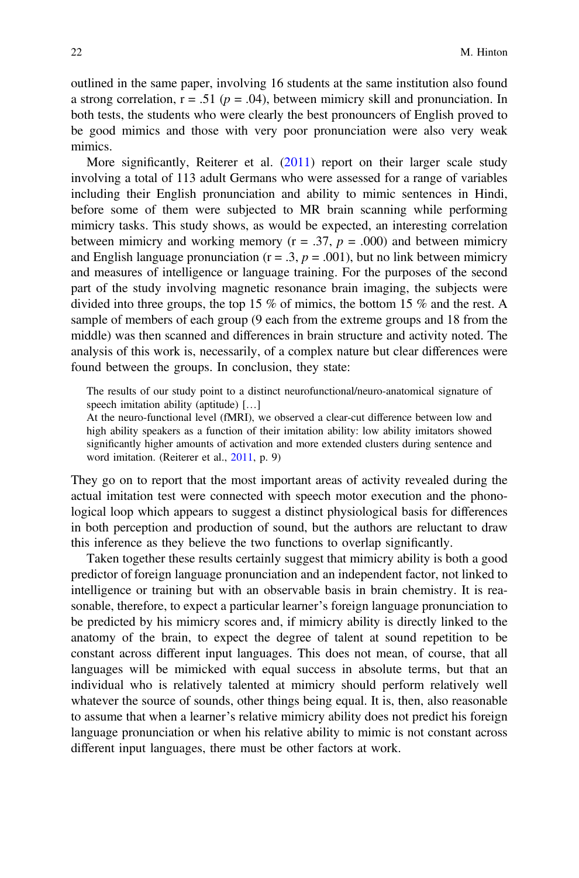outlined in the same paper, involving 16 students at the same institution also found a strong correlation, $r = .51$ ($p = .04$), between mimicry skill and pronunciation. In both tests, the students who were clearly the best pronouncers of English proved to be good mimics and those with very poor pronunciation were also very weak mimics.

More significantly, Reiterer et al. (2011) report on their larger scale study involving a total of 113 adult Germans who were assessed for a range of variables including their English pronunciation and ability to mimic sentences in Hindi, before some of them were subjected to MR brain scanning while performing mimicry tasks. This study shows, as would be expected, an interesting correlation between mimicry and working memory ($r = .37$, $p = .000$) and between mimicry and English language pronunciation ($r = .3$, $p = .001$), but no link between mimicry and measures of intelligence or language training. For the purposes of the second part of the study involving magnetic resonance brain imaging, the subjects were divided into three groups, the top 15 % of mimics, the bottom 15 % and the rest. A sample of members of each group (9 each from the extreme groups and 18 from the middle) was then scanned and differences in brain structure and activity noted. The analysis of this work is, necessarily, of a complex nature but clear differences were found between the groups. In conclusion, they state:

> The results of our study point to a distinct neurofunctional/neuro-anatomical signature of speech imitation ability (aptitude) […]
> At the neuro-functional level (fMRI), we observed a clear-cut difference between low and high ability speakers as a function of their imitation ability: low ability imitators showed significantly higher amounts of activation and more extended clusters during sentence and word imitation. (Reiterer et al., 2011, p. 9)

They go on to report that the most important areas of activity revealed during the actual imitation test were connected with speech motor execution and the phonological loop which appears to suggest a distinct physiological basis for differences in both perception and production of sound, but the authors are reluctant to draw this inference as they believe the two functions to overlap significantly.

Taken together these results certainly suggest that mimicry ability is both a good predictor of foreign language pronunciation and an independent factor, not linked to intelligence or training but with an observable basis in brain chemistry. It is reasonable, therefore, to expect a particular learner's foreign language pronunciation to be predicted by his mimicry scores and, if mimicry ability is directly linked to the anatomy of the brain, to expect the degree of talent at sound repetition to be constant across different input languages. This does not mean, of course, that all languages will be mimicked with equal success in absolute terms, but that an individual who is relatively talented at mimicry should perform relatively well whatever the source of sounds, other things being equal. It is, then, also reasonable to assume that when a learner's relative mimicry ability does not predict his foreign language pronunciation or when his relative ability to mimic is not constant across different input languages, there must be other factors at work.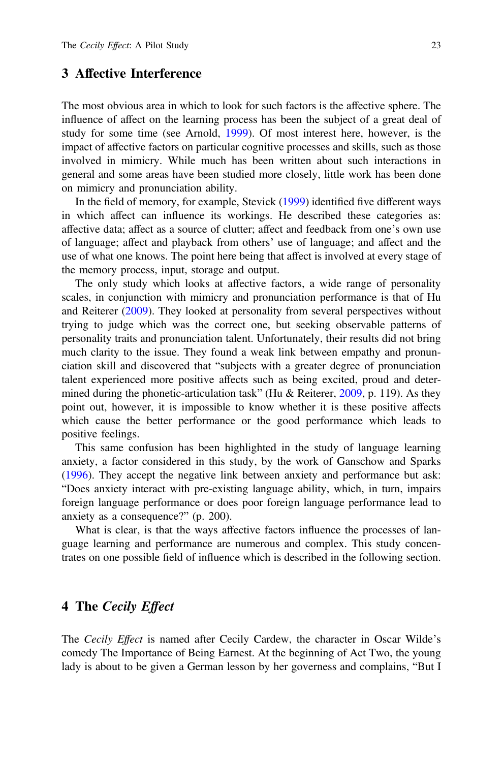## 3 Affective Interference

The most obvious area in which to look for such factors is the affective sphere. The influence of affect on the learning process has been the subject of a great deal of study for some time (see Arnold, 1999). Of most interest here, however, is the impact of affective factors on particular cognitive processes and skills, such as those involved in mimicry. While much has been written about such interactions in general and some areas have been studied more closely, little work has been done on mimicry and pronunciation ability.

In the field of memory, for example, Stevick (1999) identified five different ways in which affect can influence its workings. He described these categories as: affective data; affect as a source of clutter; affect and feedback from one's own use of language; affect and playback from others' use of language; and affect and the use of what one knows. The point here being that affect is involved at every stage of the memory process, input, storage and output.

The only study which looks at affective factors, a wide range of personality scales, in conjunction with mimicry and pronunciation performance is that of Hu and Reiterer (2009). They looked at personality from several perspectives without trying to judge which was the correct one, but seeking observable patterns of personality traits and pronunciation talent. Unfortunately, their results did not bring much clarity to the issue. They found a weak link between empathy and pronunciation skill and discovered that "subjects with a greater degree of pronunciation talent experienced more positive affects such as being excited, proud and determined during the phonetic-articulation task" (Hu & Reiterer, 2009, p. 119). As they point out, however, it is impossible to know whether it is these positive affects which cause the better performance or the good performance which leads to positive feelings.

This same confusion has been highlighted in the study of language learning anxiety, a factor considered in this study, by the work of Ganschow and Sparks (1996). They accept the negative link between anxiety and performance but ask: "Does anxiety interact with pre-existing language ability, which, in turn, impairs foreign language performance or does poor foreign language performance lead to anxiety as a consequence?" (p. 200).

What is clear, is that the ways affective factors influence the processes of language learning and performance are numerous and complex. This study concentrates on one possible field of influence which is described in the following section.

## 4 The *Cecily Effect*

The *Cecily Effect* is named after Cecily Cardew, the character in Oscar Wilde's comedy The Importance of Being Earnest. At the beginning of Act Two, the young lady is about to be given a German lesson by her governess and complains, "But I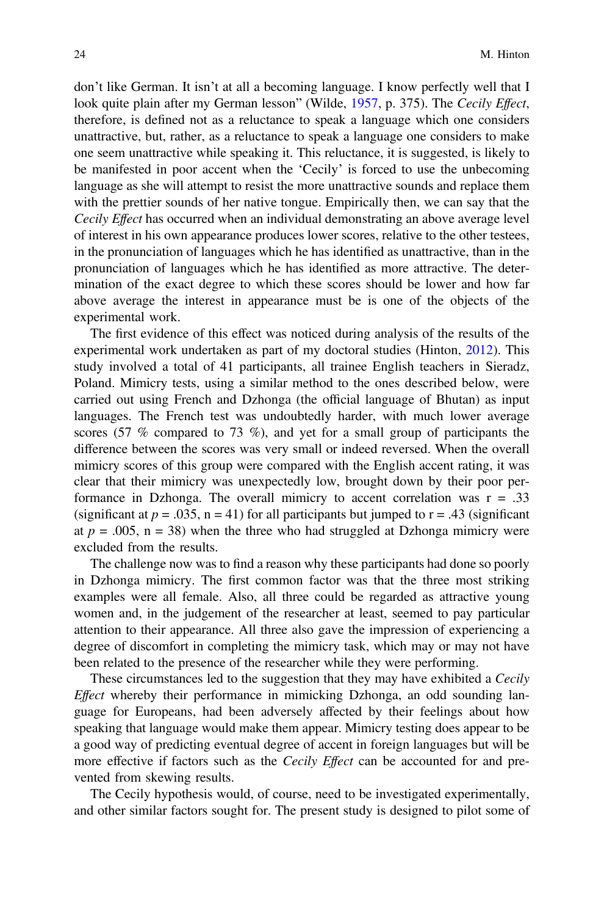don't like German. It isn't at all a becoming language. I know perfectly well that I look quite plain after my German lesson" (Wilde, 1957, p. 375). The *Cecily Effect*, therefore, is defined not as a reluctance to speak a language which one considers unattractive, but, rather, as a reluctance to speak a language one considers to make one seem unattractive while speaking it. This reluctance, it is suggested, is likely to be manifested in poor accent when the 'Cecily' is forced to use the unbecoming language as she will attempt to resist the more unattractive sounds and replace them with the prettier sounds of her native tongue. Empirically then, we can say that the *Cecily Effect* has occurred when an individual demonstrating an above average level of interest in his own appearance produces lower scores, relative to the other testees, in the pronunciation of languages which he has identified as unattractive, than in the pronunciation of languages which he has identified as more attractive. The determination of the exact degree to which these scores should be lower and how far above average the interest in appearance must be is one of the objects of the experimental work.

The first evidence of this effect was noticed during analysis of the results of the experimental work undertaken as part of my doctoral studies (Hinton, 2012). This study involved a total of 41 participants, all trainee English teachers in Sieradz, Poland. Mimicry tests, using a similar method to the ones described below, were carried out using French and Dzhonga (the official language of Bhutan) as input languages. The French test was undoubtedly harder, with much lower average scores (57 % compared to 73 %), and yet for a small group of participants the difference between the scores was very small or indeed reversed. When the overall mimicry scores of this group were compared with the English accent rating, it was clear that their mimicry was unexpectedly low, brought down by their poor performance in Dzhonga. The overall mimicry to accent correlation was r = .33 (significant at $p = .035$, n = 41) for all participants but jumped to r = .43 (significant at $p = .005$, n = 38) when the three who had struggled at Dzhonga mimicry were excluded from the results.

The challenge now was to find a reason why these participants had done so poorly in Dzhonga mimicry. The first common factor was that the three most striking examples were all female. Also, all three could be regarded as attractive young women and, in the judgement of the researcher at least, seemed to pay particular attention to their appearance. All three also gave the impression of experiencing a degree of discomfort in completing the mimicry task, which may or may not have been related to the presence of the researcher while they were performing.

These circumstances led to the suggestion that they may have exhibited a *Cecily Effect* whereby their performance in mimicking Dzhonga, an odd sounding language for Europeans, had been adversely affected by their feelings about how speaking that language would make them appear. Mimicry testing does appear to be a good way of predicting eventual degree of accent in foreign languages but will be more effective if factors such as the *Cecily Effect* can be accounted for and prevented from skewing results.

The Cecily hypothesis would, of course, need to be investigated experimentally, and other similar factors sought for. The present study is designed to pilot some of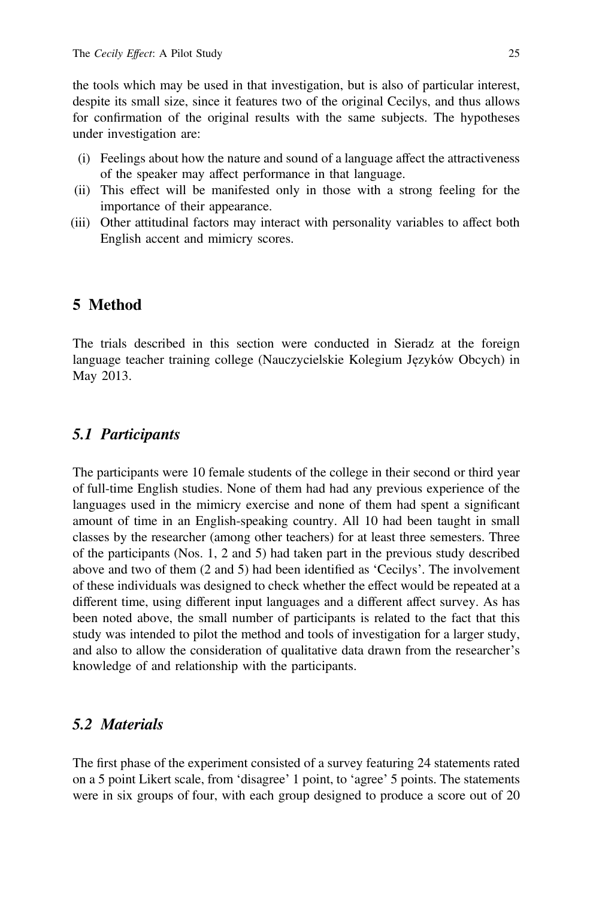the tools which may be used in that investigation, but is also of particular interest, despite its small size, since it features two of the original Cecilys, and thus allows for confirmation of the original results with the same subjects. The hypotheses under investigation are:

(i) Feelings about how the nature and sound of a language affect the attractiveness of the speaker may affect performance in that language.
(ii) This effect will be manifested only in those with a strong feeling for the importance of their appearance.
(iii) Other attitudinal factors may interact with personality variables to affect both English accent and mimicry scores.

## 5 Method

The trials described in this section were conducted in Sieradz at the foreign language teacher training college (Nauczycielskie Kolegium Języków Obcych) in May 2013.

### *5.1 Participants*

The participants were 10 female students of the college in their second or third year of full-time English studies. None of them had had any previous experience of the languages used in the mimicry exercise and none of them had spent a significant amount of time in an English-speaking country. All 10 had been taught in small classes by the researcher (among other teachers) for at least three semesters. Three of the participants (Nos. 1, 2 and 5) had taken part in the previous study described above and two of them (2 and 5) had been identified as 'Cecilys'. The involvement of these individuals was designed to check whether the effect would be repeated at a different time, using different input languages and a different affect survey. As has been noted above, the small number of participants is related to the fact that this study was intended to pilot the method and tools of investigation for a larger study, and also to allow the consideration of qualitative data drawn from the researcher's knowledge of and relationship with the participants.

### *5.2 Materials*

The first phase of the experiment consisted of a survey featuring 24 statements rated on a 5 point Likert scale, from 'disagree' 1 point, to 'agree' 5 points. The statements were in six groups of four, with each group designed to produce a score out of 20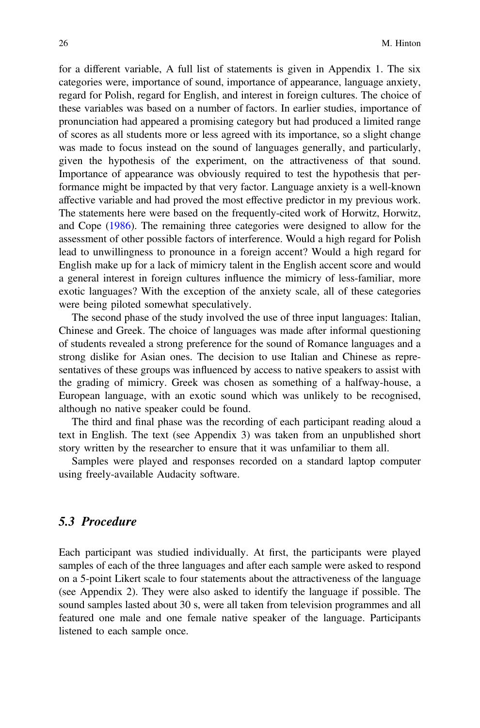for a different variable, A full list of statements is given in Appendix 1. The six categories were, importance of sound, importance of appearance, language anxiety, regard for Polish, regard for English, and interest in foreign cultures. The choice of these variables was based on a number of factors. In earlier studies, importance of pronunciation had appeared a promising category but had produced a limited range of scores as all students more or less agreed with its importance, so a slight change was made to focus instead on the sound of languages generally, and particularly, given the hypothesis of the experiment, on the attractiveness of that sound. Importance of appearance was obviously required to test the hypothesis that performance might be impacted by that very factor. Language anxiety is a well-known affective variable and had proved the most effective predictor in my previous work. The statements here were based on the frequently-cited work of Horwitz, Horwitz, and Cope (1986). The remaining three categories were designed to allow for the assessment of other possible factors of interference. Would a high regard for Polish lead to unwillingness to pronounce in a foreign accent? Would a high regard for English make up for a lack of mimicry talent in the English accent score and would a general interest in foreign cultures influence the mimicry of less-familiar, more exotic languages? With the exception of the anxiety scale, all of these categories were being piloted somewhat speculatively.

The second phase of the study involved the use of three input languages: Italian, Chinese and Greek. The choice of languages was made after informal questioning of students revealed a strong preference for the sound of Romance languages and a strong dislike for Asian ones. The decision to use Italian and Chinese as representatives of these groups was influenced by access to native speakers to assist with the grading of mimicry. Greek was chosen as something of a halfway-house, a European language, with an exotic sound which was unlikely to be recognised, although no native speaker could be found.

The third and final phase was the recording of each participant reading aloud a text in English. The text (see Appendix 3) was taken from an unpublished short story written by the researcher to ensure that it was unfamiliar to them all.

Samples were played and responses recorded on a standard laptop computer using freely-available Audacity software.

### *5.3 Procedure*

Each participant was studied individually. At first, the participants were played samples of each of the three languages and after each sample were asked to respond on a 5-point Likert scale to four statements about the attractiveness of the language (see Appendix 2). They were also asked to identify the language if possible. The sound samples lasted about 30 s, were all taken from television programmes and all featured one male and one female native speaker of the language. Participants listened to each sample once.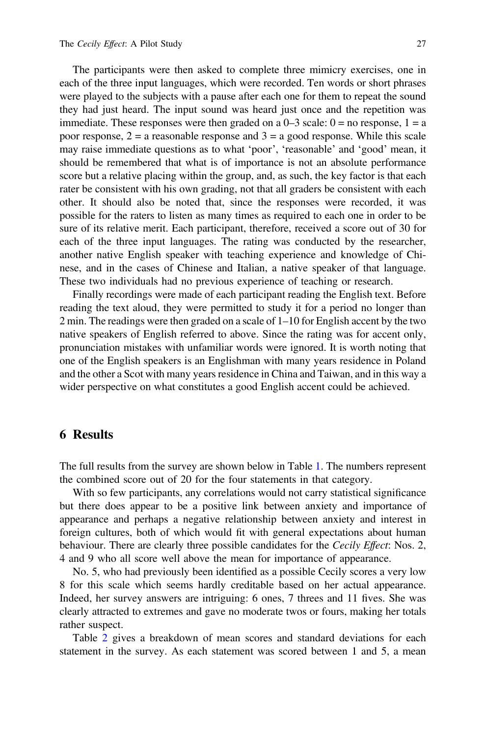The participants were then asked to complete three mimicry exercises, one in each of the three input languages, which were recorded. Ten words or short phrases were played to the subjects with a pause after each one for them to repeat the sound they had just heard. The input sound was heard just once and the repetition was immediate. These responses were then graded on a 0–3 scale: 0 = no response, 1 = a poor response, 2 = a reasonable response and 3 = a good response. While this scale may raise immediate questions as to what 'poor', 'reasonable' and 'good' mean, it should be remembered that what is of importance is not an absolute performance score but a relative placing within the group, and, as such, the key factor is that each rater be consistent with his own grading, not that all graders be consistent with each other. It should also be noted that, since the responses were recorded, it was possible for the raters to listen as many times as required to each one in order to be sure of its relative merit. Each participant, therefore, received a score out of 30 for each of the three input languages. The rating was conducted by the researcher, another native English speaker with teaching experience and knowledge of Chinese, and in the cases of Chinese and Italian, a native speaker of that language. These two individuals had no previous experience of teaching or research.

Finally recordings were made of each participant reading the English text. Before reading the text aloud, they were permitted to study it for a period no longer than 2 min. The readings were then graded on a scale of 1–10 for English accent by the two native speakers of English referred to above. Since the rating was for accent only, pronunciation mistakes with unfamiliar words were ignored. It is worth noting that one of the English speakers is an Englishman with many years residence in Poland and the other a Scot with many years residence in China and Taiwan, and in this way a wider perspective on what constitutes a good English accent could be achieved.

## 6 Results

The full results from the survey are shown below in Table 1. The numbers represent the combined score out of 20 for the four statements in that category.

With so few participants, any correlations would not carry statistical significance but there does appear to be a positive link between anxiety and importance of appearance and perhaps a negative relationship between anxiety and interest in foreign cultures, both of which would fit with general expectations about human behaviour. There are clearly three possible candidates for the *Cecily Effect*: Nos. 2, 4 and 9 who all score well above the mean for importance of appearance.

No. 5, who had previously been identified as a possible Cecily scores a very low 8 for this scale which seems hardly creditable based on her actual appearance. Indeed, her survey answers are intriguing: 6 ones, 7 threes and 11 fives. She was clearly attracted to extremes and gave no moderate twos or fours, making her totals rather suspect.

Table 2 gives a breakdown of mean scores and standard deviations for each statement in the survey. As each statement was scored between 1 and 5, a mean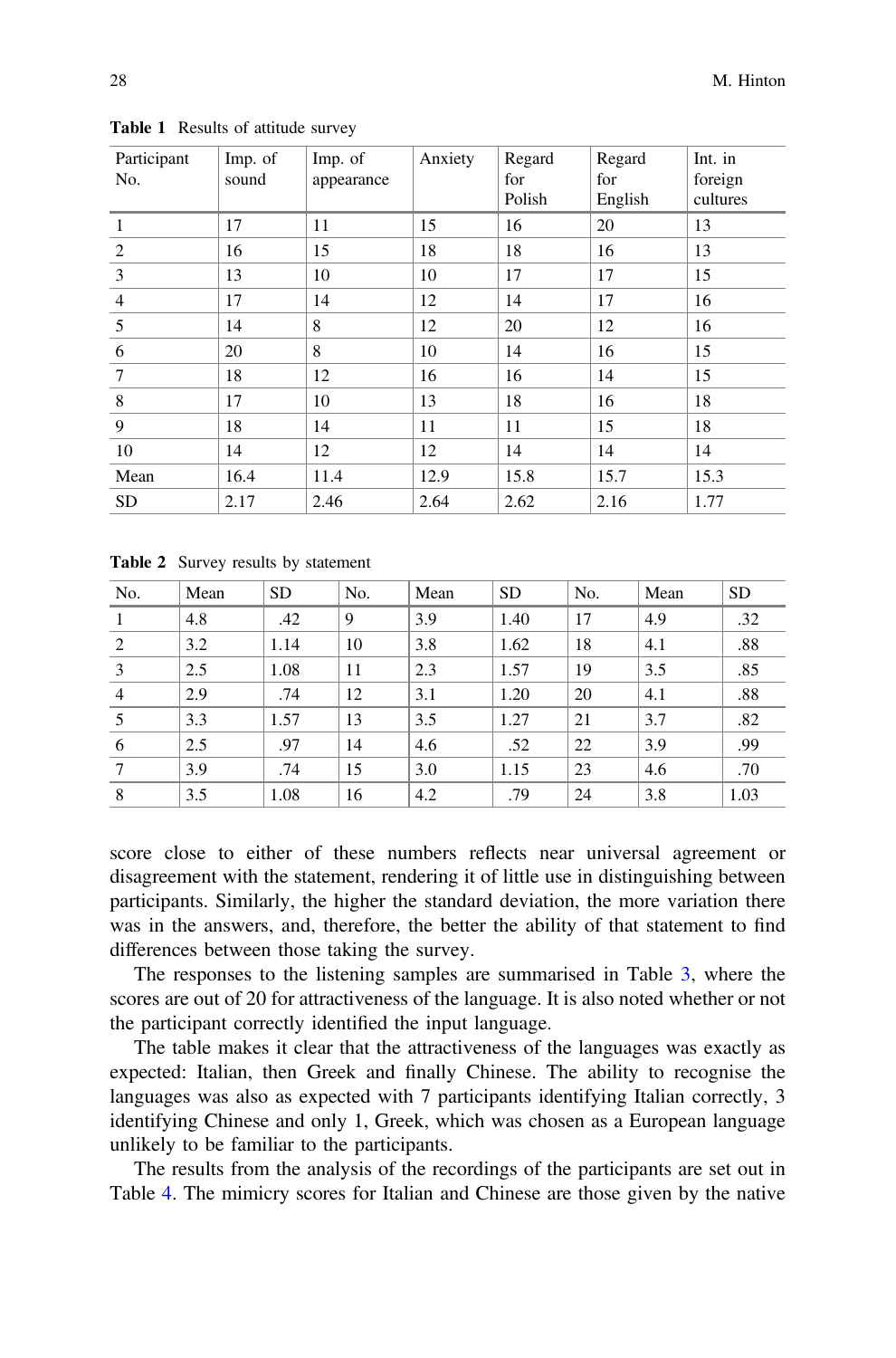**Table 1** Results of attitude survey

| Participant No. | Imp. of sound | Imp. of appearance | Anxiety | Regard for Polish | Regard for English | Int. in foreign cultures |
|---|---|---|---|---|---|---|
| 1 | 17 | 11 | 15 | 16 | 20 | 13 |
| 2 | 16 | 15 | 18 | 18 | 16 | 13 |
| 3 | 13 | 10 | 10 | 17 | 17 | 15 |
| 4 | 17 | 14 | 12 | 14 | 17 | 16 |
| 5 | 14 | 8 | 12 | 20 | 12 | 16 |
| 6 | 20 | 8 | 10 | 14 | 16 | 15 |
| 7 | 18 | 12 | 16 | 16 | 14 | 15 |
| 8 | 17 | 10 | 13 | 18 | 16 | 18 |
| 9 | 18 | 14 | 11 | 11 | 15 | 18 |
| 10 | 14 | 12 | 12 | 14 | 14 | 14 |
| Mean | 16.4 | 11.4 | 12.9 | 15.8 | 15.7 | 15.3 |
| SD | 2.17 | 2.46 | 2.64 | 2.62 | 2.16 | 1.77 |

**Table 2** Survey results by statement

| No. | Mean | SD | No. | Mean | SD | No. | Mean | SD |
|---|---|---|---|---|---|---|---|---|
| 1 | 4.8 | .42 | 9 | 3.9 | 1.40 | 17 | 4.9 | .32 |
| 2 | 3.2 | 1.14 | 10 | 3.8 | 1.62 | 18 | 4.1 | .88 |
| 3 | 2.5 | 1.08 | 11 | 2.3 | 1.57 | 19 | 3.5 | .85 |
| 4 | 2.9 | .74 | 12 | 3.1 | 1.20 | 20 | 4.1 | .88 |
| 5 | 3.3 | 1.57 | 13 | 3.5 | 1.27 | 21 | 3.7 | .82 |
| 6 | 2.5 | .97 | 14 | 4.6 | .52 | 22 | 3.9 | .99 |
| 7 | 3.9 | .74 | 15 | 3.0 | 1.15 | 23 | 4.6 | .70 |
| 8 | 3.5 | 1.08 | 16 | 4.2 | .79 | 24 | 3.8 | 1.03 |

score close to either of these numbers reflects near universal agreement or disagreement with the statement, rendering it of little use in distinguishing between participants. Similarly, the higher the standard deviation, the more variation there was in the answers, and, therefore, the better the ability of that statement to find differences between those taking the survey.

The responses to the listening samples are summarised in Table 3, where the scores are out of 20 for attractiveness of the language. It is also noted whether or not the participant correctly identified the input language.

The table makes it clear that the attractiveness of the languages was exactly as expected: Italian, then Greek and finally Chinese. The ability to recognise the languages was also as expected with 7 participants identifying Italian correctly, 3 identifying Chinese and only 1, Greek, which was chosen as a European language unlikely to be familiar to the participants.

The results from the analysis of the recordings of the participants are set out in Table 4. The mimicry scores for Italian and Chinese are those given by the native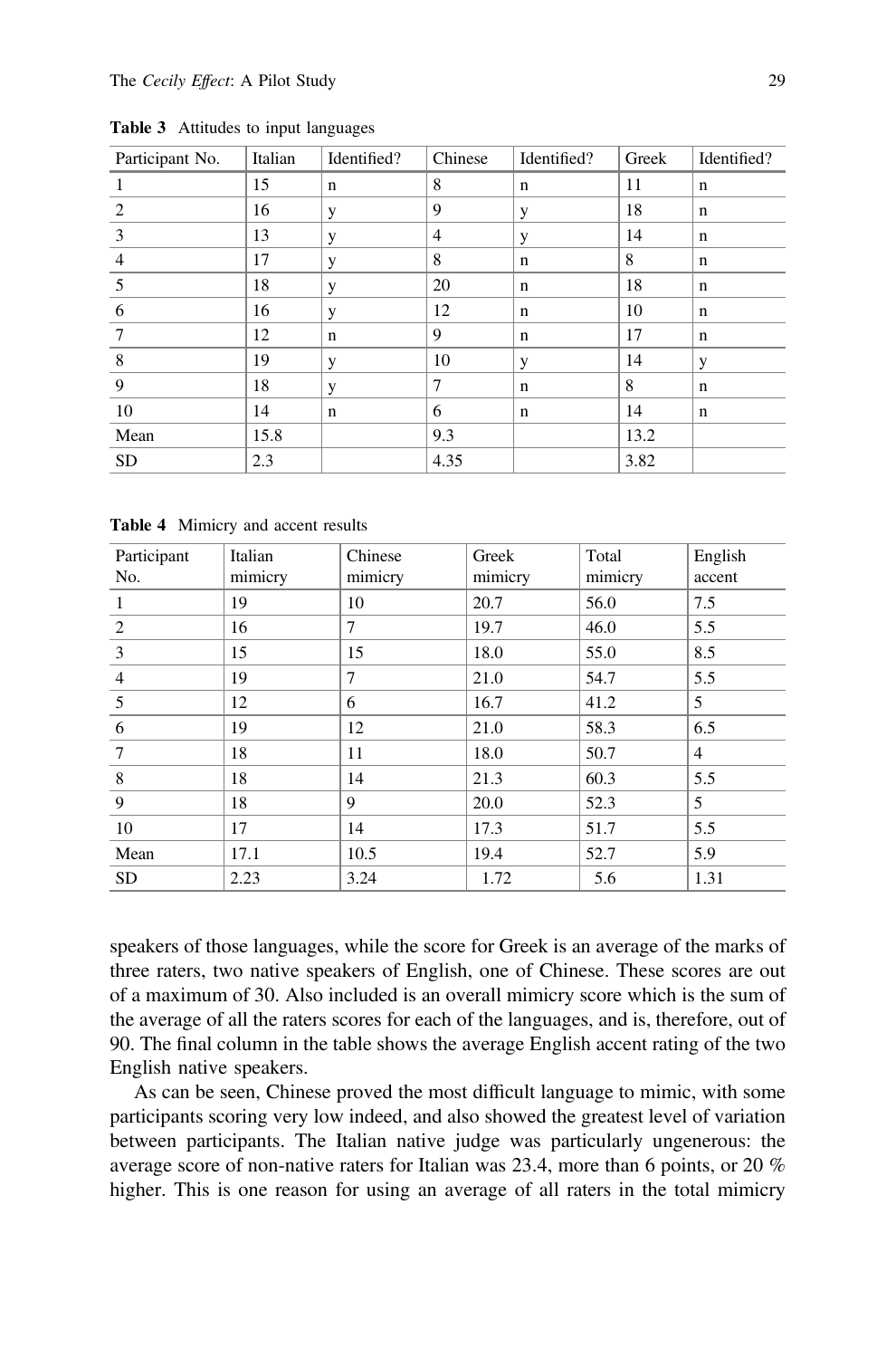**Table 3** Attitudes to input languages

| Participant No. | Italian | Identified? | Chinese | Identified? | Greek | Identified? |
|---|---|---|---|---|---|---|
| 1 | 15 | n | 8 | n | 11 | n |
| 2 | 16 | y | 9 | y | 18 | n |
| 3 | 13 | y | 4 | y | 14 | n |
| 4 | 17 | y | 8 | n | 8 | n |
| 5 | 18 | y | 20 | n | 18 | n |
| 6 | 16 | y | 12 | n | 10 | n |
| 7 | 12 | n | 9 | n | 17 | n |
| 8 | 19 | y | 10 | y | 14 | y |
| 9 | 18 | y | 7 | n | 8 | n |
| 10 | 14 | n | 6 | n | 14 | n |
| Mean | 15.8 | | 9.3 | | 13.2 | |
| SD | 2.3 | | 4.35 | | 3.82 | |

**Table 4** Mimicry and accent results

| Participant No. | Italian mimicry | Chinese mimicry | Greek mimicry | Total mimicry | English accent |
|---|---|---|---|---|---|
| 1 | 19 | 10 | 20.7 | 56.0 | 7.5 |
| 2 | 16 | 7 | 19.7 | 46.0 | 5.5 |
| 3 | 15 | 15 | 18.0 | 55.0 | 8.5 |
| 4 | 19 | 7 | 21.0 | 54.7 | 5.5 |
| 5 | 12 | 6 | 16.7 | 41.2 | 5 |
| 6 | 19 | 12 | 21.0 | 58.3 | 6.5 |
| 7 | 18 | 11 | 18.0 | 50.7 | 4 |
| 8 | 18 | 14 | 21.3 | 60.3 | 5.5 |
| 9 | 18 | 9 | 20.0 | 52.3 | 5 |
| 10 | 17 | 14 | 17.3 | 51.7 | 5.5 |
| Mean | 17.1 | 10.5 | 19.4 | 52.7 | 5.9 |
| SD | 2.23 | 3.24 | 1.72 | 5.6 | 1.31 |

speakers of those languages, while the score for Greek is an average of the marks of three raters, two native speakers of English, one of Chinese. These scores are out of a maximum of 30. Also included is an overall mimicry score which is the sum of the average of all the raters scores for each of the languages, and is, therefore, out of 90. The final column in the table shows the average English accent rating of the two English native speakers.

As can be seen, Chinese proved the most difficult language to mimic, with some participants scoring very low indeed, and also showed the greatest level of variation between participants. The Italian native judge was particularly ungenerous: the average score of non-native raters for Italian was 23.4, more than 6 points, or 20 % higher. This is one reason for using an average of all raters in the total mimicry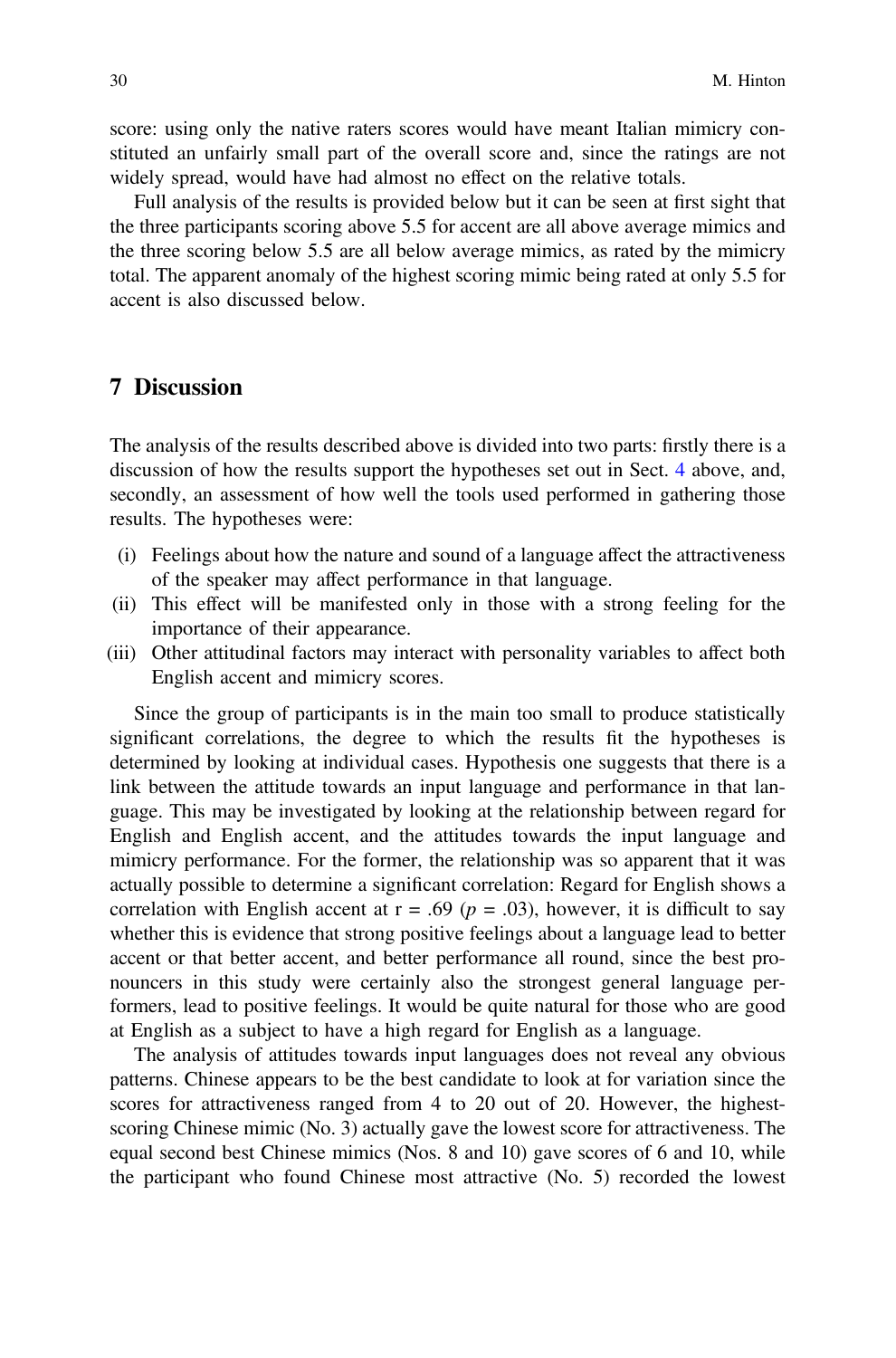score: using only the native raters scores would have meant Italian mimicry constituted an unfairly small part of the overall score and, since the ratings are not widely spread, would have had almost no effect on the relative totals.

Full analysis of the results is provided below but it can be seen at first sight that the three participants scoring above 5.5 for accent are all above average mimics and the three scoring below 5.5 are all below average mimics, as rated by the mimicry total. The apparent anomaly of the highest scoring mimic being rated at only 5.5 for accent is also discussed below.

## 7 Discussion

The analysis of the results described above is divided into two parts: firstly there is a discussion of how the results support the hypotheses set out in Sect. 4 above, and, secondly, an assessment of how well the tools used performed in gathering those results. The hypotheses were:

- (i) Feelings about how the nature and sound of a language affect the attractiveness of the speaker may affect performance in that language.
- (ii) This effect will be manifested only in those with a strong feeling for the importance of their appearance.
- (iii) Other attitudinal factors may interact with personality variables to affect both English accent and mimicry scores.

Since the group of participants is in the main too small to produce statistically significant correlations, the degree to which the results fit the hypotheses is determined by looking at individual cases. Hypothesis one suggests that there is a link between the attitude towards an input language and performance in that language. This may be investigated by looking at the relationship between regard for English and English accent, and the attitudes towards the input language and mimicry performance. For the former, the relationship was so apparent that it was actually possible to determine a significant correlation: Regard for English shows a correlation with English accent at $r = .69$ ($p = .03$), however, it is difficult to say whether this is evidence that strong positive feelings about a language lead to better accent or that better accent, and better performance all round, since the best pronouncers in this study were certainly also the strongest general language performers, lead to positive feelings. It would be quite natural for those who are good at English as a subject to have a high regard for English as a language.

The analysis of attitudes towards input languages does not reveal any obvious patterns. Chinese appears to be the best candidate to look at for variation since the scores for attractiveness ranged from 4 to 20 out of 20. However, the highest-scoring Chinese mimic (No. 3) actually gave the lowest score for attractiveness. The equal second best Chinese mimics (Nos. 8 and 10) gave scores of 6 and 10, while the participant who found Chinese most attractive (No. 5) recorded the lowest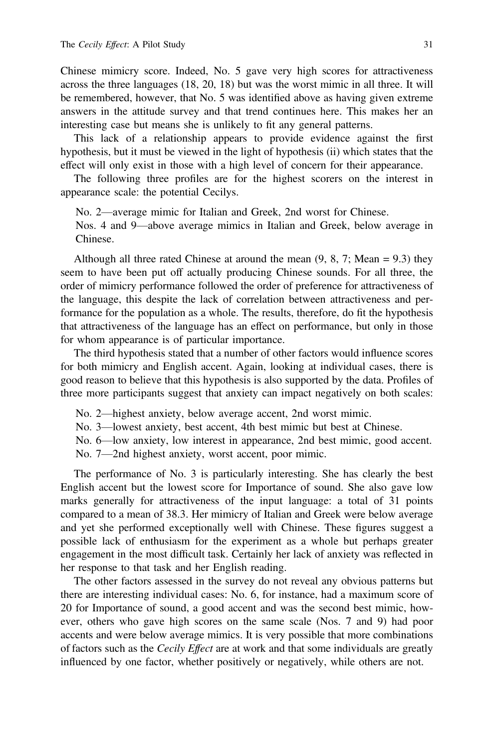Chinese mimicry score. Indeed, No. 5 gave very high scores for attractiveness across the three languages (18, 20, 18) but was the worst mimic in all three. It will be remembered, however, that No. 5 was identified above as having given extreme answers in the attitude survey and that trend continues here. This makes her an interesting case but means she is unlikely to fit any general patterns.

This lack of a relationship appears to provide evidence against the first hypothesis, but it must be viewed in the light of hypothesis (ii) which states that the effect will only exist in those with a high level of concern for their appearance.

The following three profiles are for the highest scorers on the interest in appearance scale: the potential Cecilys.

No. 2—average mimic for Italian and Greek, 2nd worst for Chinese.
Nos. 4 and 9—above average mimics in Italian and Greek, below average in Chinese.

Although all three rated Chinese at around the mean (9, 8, 7; Mean = 9.3) they seem to have been put off actually producing Chinese sounds. For all three, the order of mimicry performance followed the order of preference for attractiveness of the language, this despite the lack of correlation between attractiveness and performance for the population as a whole. The results, therefore, do fit the hypothesis that attractiveness of the language has an effect on performance, but only in those for whom appearance is of particular importance.

The third hypothesis stated that a number of other factors would influence scores for both mimicry and English accent. Again, looking at individual cases, there is good reason to believe that this hypothesis is also supported by the data. Profiles of three more participants suggest that anxiety can impact negatively on both scales:

No. 2—highest anxiety, below average accent, 2nd worst mimic.
No. 3—lowest anxiety, best accent, 4th best mimic but best at Chinese.
No. 6—low anxiety, low interest in appearance, 2nd best mimic, good accent.
No. 7—2nd highest anxiety, worst accent, poor mimic.

The performance of No. 3 is particularly interesting. She has clearly the best English accent but the lowest score for Importance of sound. She also gave low marks generally for attractiveness of the input language: a total of 31 points compared to a mean of 38.3. Her mimicry of Italian and Greek were below average and yet she performed exceptionally well with Chinese. These figures suggest a possible lack of enthusiasm for the experiment as a whole but perhaps greater engagement in the most difficult task. Certainly her lack of anxiety was reflected in her response to that task and her English reading.

The other factors assessed in the survey do not reveal any obvious patterns but there are interesting individual cases: No. 6, for instance, had a maximum score of 20 for Importance of sound, a good accent and was the second best mimic, however, others who gave high scores on the same scale (Nos. 7 and 9) had poor accents and were below average mimics. It is very possible that more combinations of factors such as the *Cecily Effect* are at work and that some individuals are greatly influenced by one factor, whether positively or negatively, while others are not.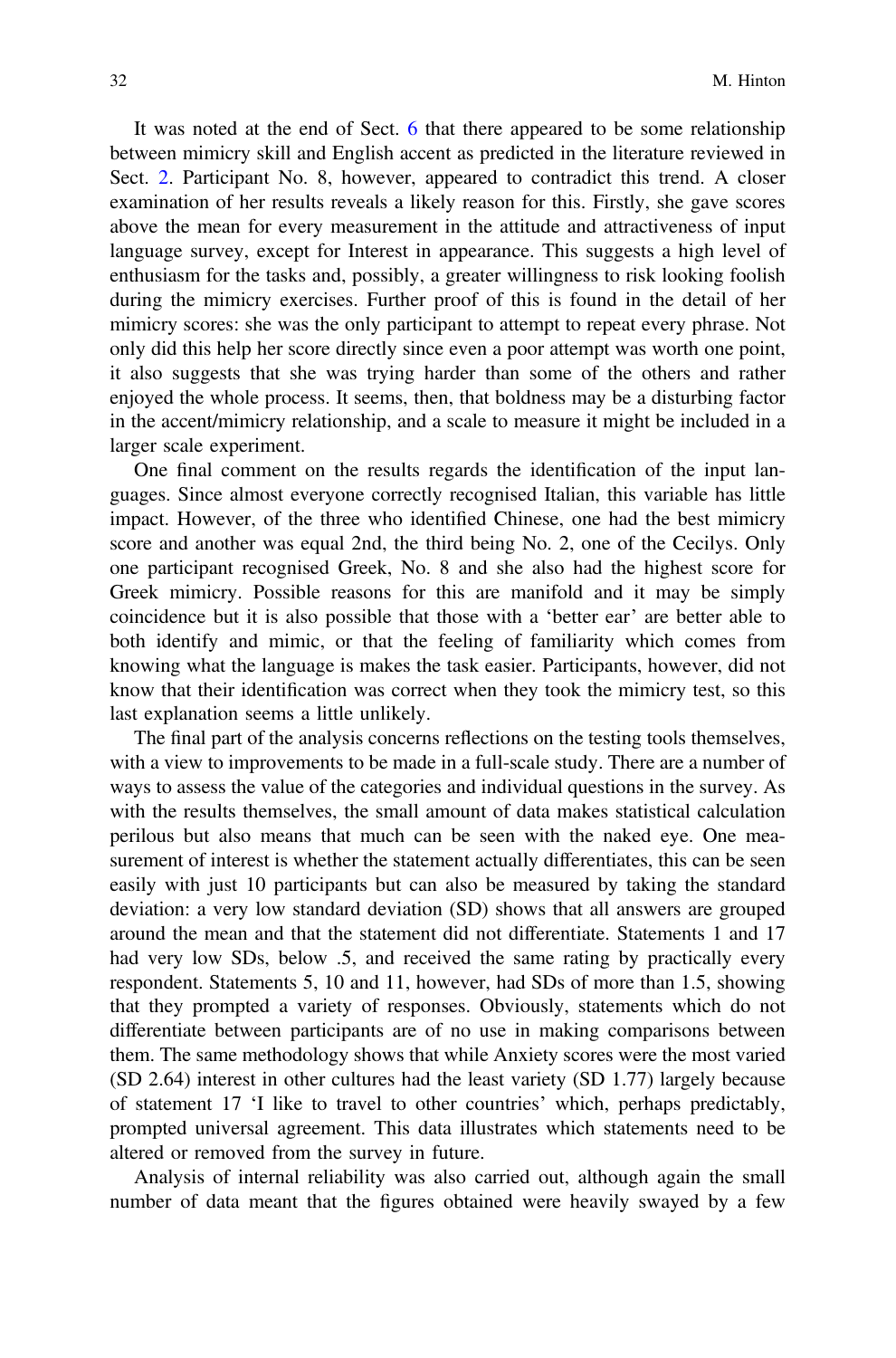It was noted at the end of Sect. 6 that there appeared to be some relationship between mimicry skill and English accent as predicted in the literature reviewed in Sect. 2. Participant No. 8, however, appeared to contradict this trend. A closer examination of her results reveals a likely reason for this. Firstly, she gave scores above the mean for every measurement in the attitude and attractiveness of input language survey, except for Interest in appearance. This suggests a high level of enthusiasm for the tasks and, possibly, a greater willingness to risk looking foolish during the mimicry exercises. Further proof of this is found in the detail of her mimicry scores: she was the only participant to attempt to repeat every phrase. Not only did this help her score directly since even a poor attempt was worth one point, it also suggests that she was trying harder than some of the others and rather enjoyed the whole process. It seems, then, that boldness may be a disturbing factor in the accent/mimicry relationship, and a scale to measure it might be included in a larger scale experiment.

One final comment on the results regards the identification of the input languages. Since almost everyone correctly recognised Italian, this variable has little impact. However, of the three who identified Chinese, one had the best mimicry score and another was equal 2nd, the third being No. 2, one of the Cecilys. Only one participant recognised Greek, No. 8 and she also had the highest score for Greek mimicry. Possible reasons for this are manifold and it may be simply coincidence but it is also possible that those with a 'better ear' are better able to both identify and mimic, or that the feeling of familiarity which comes from knowing what the language is makes the task easier. Participants, however, did not know that their identification was correct when they took the mimicry test, so this last explanation seems a little unlikely.

The final part of the analysis concerns reflections on the testing tools themselves, with a view to improvements to be made in a full-scale study. There are a number of ways to assess the value of the categories and individual questions in the survey. As with the results themselves, the small amount of data makes statistical calculation perilous but also means that much can be seen with the naked eye. One measurement of interest is whether the statement actually differentiates, this can be seen easily with just 10 participants but can also be measured by taking the standard deviation: a very low standard deviation (SD) shows that all answers are grouped around the mean and that the statement did not differentiate. Statements 1 and 17 had very low SDs, below .5, and received the same rating by practically every respondent. Statements 5, 10 and 11, however, had SDs of more than 1.5, showing that they prompted a variety of responses. Obviously, statements which do not differentiate between participants are of no use in making comparisons between them. The same methodology shows that while Anxiety scores were the most varied (SD 2.64) interest in other cultures had the least variety (SD 1.77) largely because of statement 17 'I like to travel to other countries' which, perhaps predictably, prompted universal agreement. This data illustrates which statements need to be altered or removed from the survey in future.

Analysis of internal reliability was also carried out, although again the small number of data meant that the figures obtained were heavily swayed by a few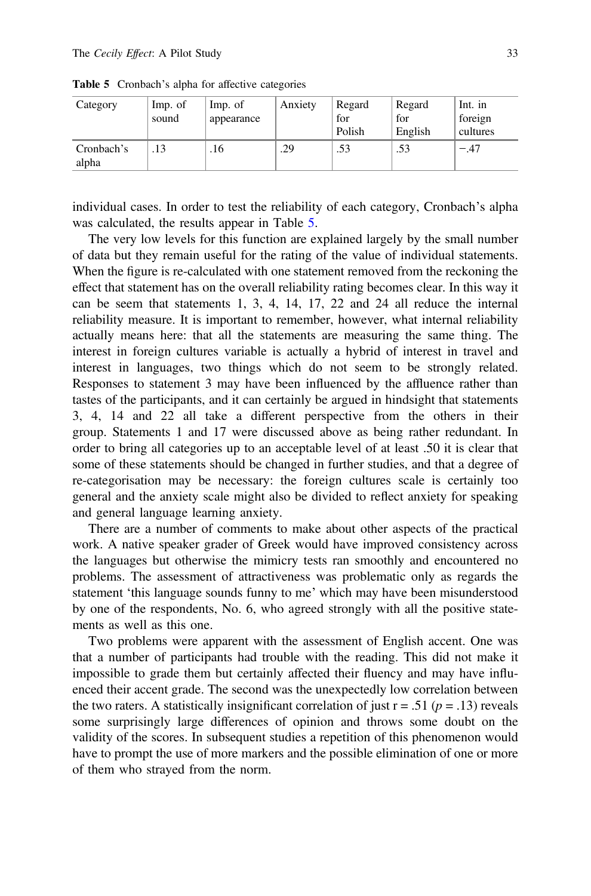Table 5 Cronbach's alpha for affective categories

| Category | Imp. of sound | Imp. of appearance | Anxiety | Regard for Polish | Regard for English | Int. in foreign cultures |
|---|---|---|---|---|---|---|
| Cronbach's alpha | .13 | .16 | .29 | .53 | .53 | −.47 |

individual cases. In order to test the reliability of each category, Cronbach's alpha was calculated, the results appear in Table 5.

The very low levels for this function are explained largely by the small number of data but they remain useful for the rating of the value of individual statements. When the figure is re-calculated with one statement removed from the reckoning the effect that statement has on the overall reliability rating becomes clear. In this way it can be seem that statements 1, 3, 4, 14, 17, 22 and 24 all reduce the internal reliability measure. It is important to remember, however, what internal reliability actually means here: that all the statements are measuring the same thing. The interest in foreign cultures variable is actually a hybrid of interest in travel and interest in languages, two things which do not seem to be strongly related. Responses to statement 3 may have been influenced by the affluence rather than tastes of the participants, and it can certainly be argued in hindsight that statements 3, 4, 14 and 22 all take a different perspective from the others in their group. Statements 1 and 17 were discussed above as being rather redundant. In order to bring all categories up to an acceptable level of at least .50 it is clear that some of these statements should be changed in further studies, and that a degree of re-categorisation may be necessary: the foreign cultures scale is certainly too general and the anxiety scale might also be divided to reflect anxiety for speaking and general language learning anxiety.

There are a number of comments to make about other aspects of the practical work. A native speaker grader of Greek would have improved consistency across the languages but otherwise the mimicry tests ran smoothly and encountered no problems. The assessment of attractiveness was problematic only as regards the statement 'this language sounds funny to me' which may have been misunderstood by one of the respondents, No. 6, who agreed strongly with all the positive statements as well as this one.

Two problems were apparent with the assessment of English accent. One was that a number of participants had trouble with the reading. This did not make it impossible to grade them but certainly affected their fluency and may have influenced their accent grade. The second was the unexpectedly low correlation between the two raters. A statistically insignificant correlation of just $r = .51$ ($p = .13$) reveals some surprisingly large differences of opinion and throws some doubt on the validity of the scores. In subsequent studies a repetition of this phenomenon would have to prompt the use of more markers and the possible elimination of one or more of them who strayed from the norm.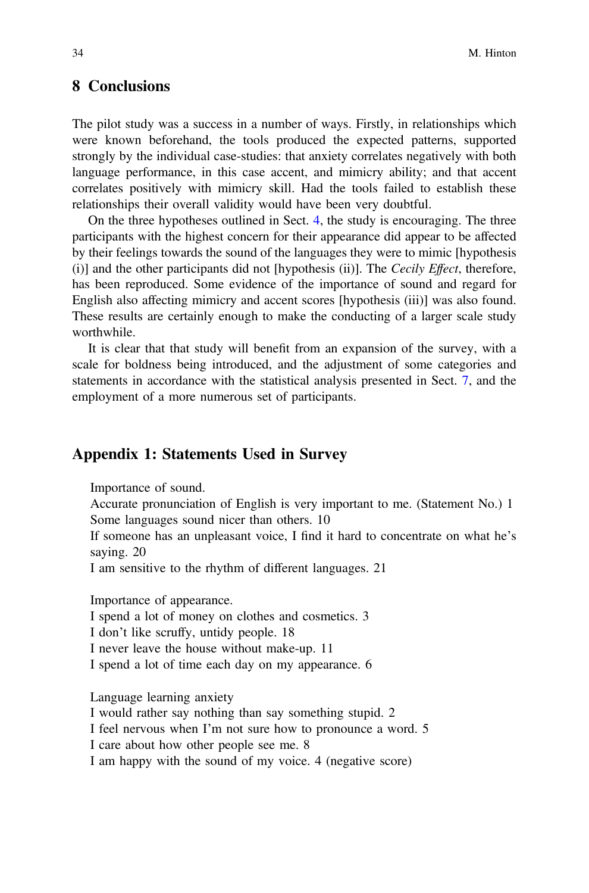## 8 Conclusions

The pilot study was a success in a number of ways. Firstly, in relationships which were known beforehand, the tools produced the expected patterns, supported strongly by the individual case-studies: that anxiety correlates negatively with both language performance, in this case accent, and mimicry ability; and that accent correlates positively with mimicry skill. Had the tools failed to establish these relationships their overall validity would have been very doubtful.

On the three hypotheses outlined in Sect. 4, the study is encouraging. The three participants with the highest concern for their appearance did appear to be affected by their feelings towards the sound of the languages they were to mimic [hypothesis (i)] and the other participants did not [hypothesis (ii)]. The *Cecily Effect*, therefore, has been reproduced. Some evidence of the importance of sound and regard for English also affecting mimicry and accent scores [hypothesis (iii)] was also found. These results are certainly enough to make the conducting of a larger scale study worthwhile.

It is clear that that study will benefit from an expansion of the survey, with a scale for boldness being introduced, and the adjustment of some categories and statements in accordance with the statistical analysis presented in Sect. 7, and the employment of a more numerous set of participants.

## Appendix 1: Statements Used in Survey

Importance of sound.
Accurate pronunciation of English is very important to me. (Statement No.) 1
Some languages sound nicer than others. 10
If someone has an unpleasant voice, I find it hard to concentrate on what he's saying. 20
I am sensitive to the rhythm of different languages. 21

Importance of appearance.
I spend a lot of money on clothes and cosmetics. 3
I don't like scruffy, untidy people. 18
I never leave the house without make-up. 11
I spend a lot of time each day on my appearance. 6

Language learning anxiety
I would rather say nothing than say something stupid. 2
I feel nervous when I'm not sure how to pronounce a word. 5
I care about how other people see me. 8
I am happy with the sound of my voice. 4 (negative score)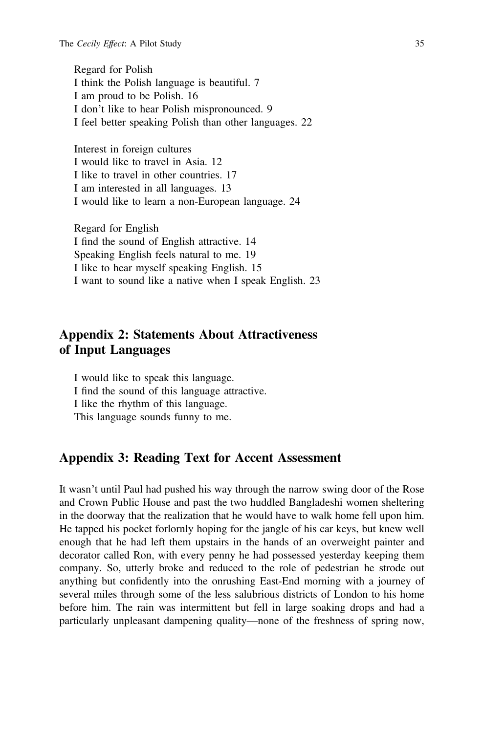Regard for Polish
I think the Polish language is beautiful. 7
I am proud to be Polish. 16
I don't like to hear Polish mispronounced. 9
I feel better speaking Polish than other languages. 22

Interest in foreign cultures
I would like to travel in Asia. 12
I like to travel in other countries. 17
I am interested in all languages. 13
I would like to learn a non-European language. 24

Regard for English
I find the sound of English attractive. 14
Speaking English feels natural to me. 19
I like to hear myself speaking English. 15
I want to sound like a native when I speak English. 23

## Appendix 2: Statements About Attractiveness of Input Languages

I would like to speak this language.
I find the sound of this language attractive.
I like the rhythm of this language.
This language sounds funny to me.

## Appendix 3: Reading Text for Accent Assessment

It wasn't until Paul had pushed his way through the narrow swing door of the Rose and Crown Public House and past the two huddled Bangladeshi women sheltering in the doorway that the realization that he would have to walk home fell upon him. He tapped his pocket forlornly hoping for the jangle of his car keys, but knew well enough that he had left them upstairs in the hands of an overweight painter and decorator called Ron, with every penny he had possessed yesterday keeping them company. So, utterly broke and reduced to the role of pedestrian he strode out anything but confidently into the onrushing East-End morning with a journey of several miles through some of the less salubrious districts of London to his home before him. The rain was intermittent but fell in large soaking drops and had a particularly unpleasant dampening quality—none of the freshness of spring now,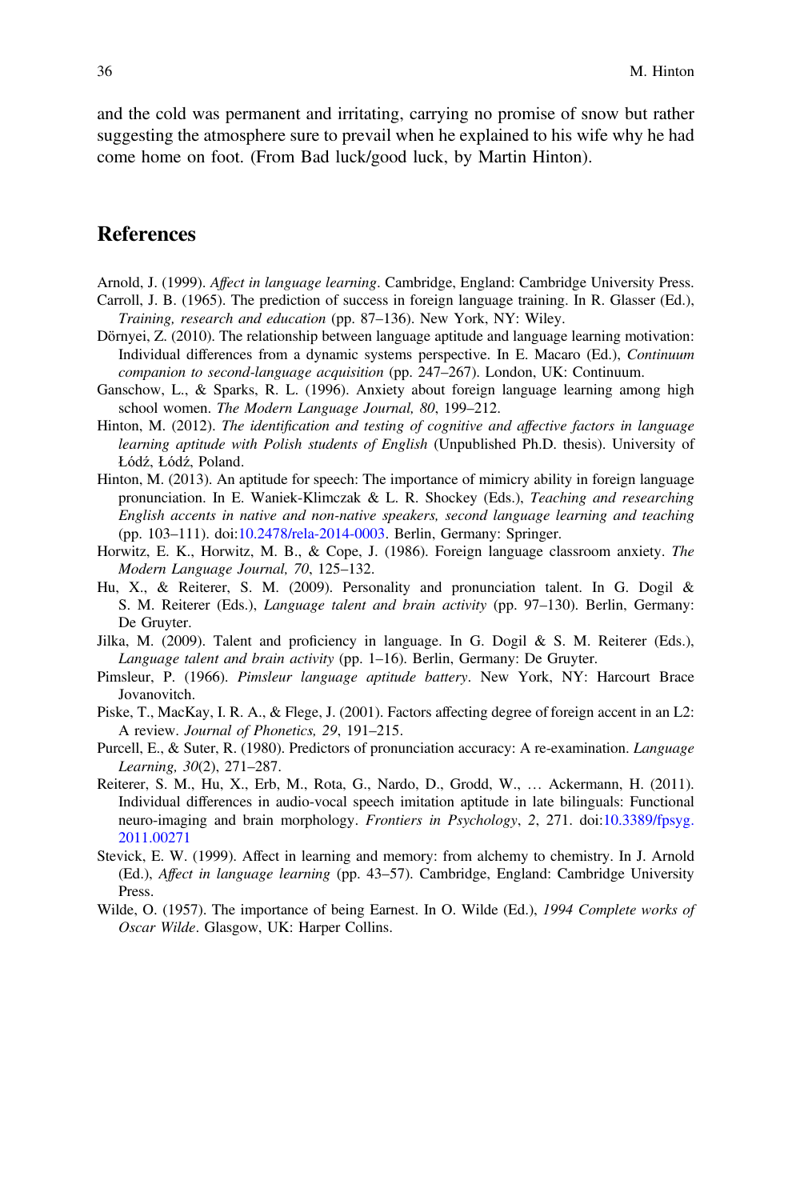and the cold was permanent and irritating, carrying no promise of snow but rather suggesting the atmosphere sure to prevail when he explained to his wife why he had come home on foot. (From Bad luck/good luck, by Martin Hinton).

## References

Arnold, J. (1999). *Affect in language learning*. Cambridge, England: Cambridge University Press.

Carroll, J. B. (1965). The prediction of success in foreign language training. In R. Glasser (Ed.), *Training, research and education* (pp. 87–136). New York, NY: Wiley.

Dörnyei, Z. (2010). The relationship between language aptitude and language learning motivation: Individual differences from a dynamic systems perspective. In E. Macaro (Ed.), *Continuum companion to second-language acquisition* (pp. 247–267). London, UK: Continuum.

Ganschow, L., & Sparks, R. L. (1996). Anxiety about foreign language learning among high school women. *The Modern Language Journal, 80*, 199–212.

Hinton, M. (2012). *The identification and testing of cognitive and affective factors in language learning aptitude with Polish students of English* (Unpublished Ph.D. thesis). University of Łódź, Łódź, Poland.

Hinton, M. (2013). An aptitude for speech: The importance of mimicry ability in foreign language pronunciation. In E. Waniek-Klimczak & L. R. Shockey (Eds.), *Teaching and researching English accents in native and non-native speakers, second language learning and teaching* (pp. 103–111). doi:10.2478/rela-2014-0003. Berlin, Germany: Springer.

Horwitz, E. K., Horwitz, M. B., & Cope, J. (1986). Foreign language classroom anxiety. *The Modern Language Journal, 70*, 125–132.

Hu, X., & Reiterer, S. M. (2009). Personality and pronunciation talent. In G. Dogil & S. M. Reiterer (Eds.), *Language talent and brain activity* (pp. 97–130). Berlin, Germany: De Gruyter.

Jilka, M. (2009). Talent and proficiency in language. In G. Dogil & S. M. Reiterer (Eds.), *Language talent and brain activity* (pp. 1–16). Berlin, Germany: De Gruyter.

Pimsleur, P. (1966). *Pimsleur language aptitude battery*. New York, NY: Harcourt Brace Jovanovitch.

Piske, T., MacKay, I. R. A., & Flege, J. (2001). Factors affecting degree of foreign accent in an L2: A review. *Journal of Phonetics, 29*, 191–215.

Purcell, E., & Suter, R. (1980). Predictors of pronunciation accuracy: A re-examination. *Language Learning, 30*(2), 271–287.

Reiterer, S. M., Hu, X., Erb, M., Rota, G., Nardo, D., Grodd, W., … Ackermann, H. (2011). Individual differences in audio-vocal speech imitation aptitude in late bilinguals: Functional neuro-imaging and brain morphology. *Frontiers in Psychology*, *2*, 271. doi:10.3389/fpsyg.2011.00271

Stevick, E. W. (1999). Affect in learning and memory: from alchemy to chemistry. In J. Arnold (Ed.), *Affect in language learning* (pp. 43–57). Cambridge, England: Cambridge University Press.

Wilde, O. (1957). The importance of being Earnest. In O. Wilde (Ed.), *1994 Complete works of Oscar Wilde*. Glasgow, UK: Harper Collins.